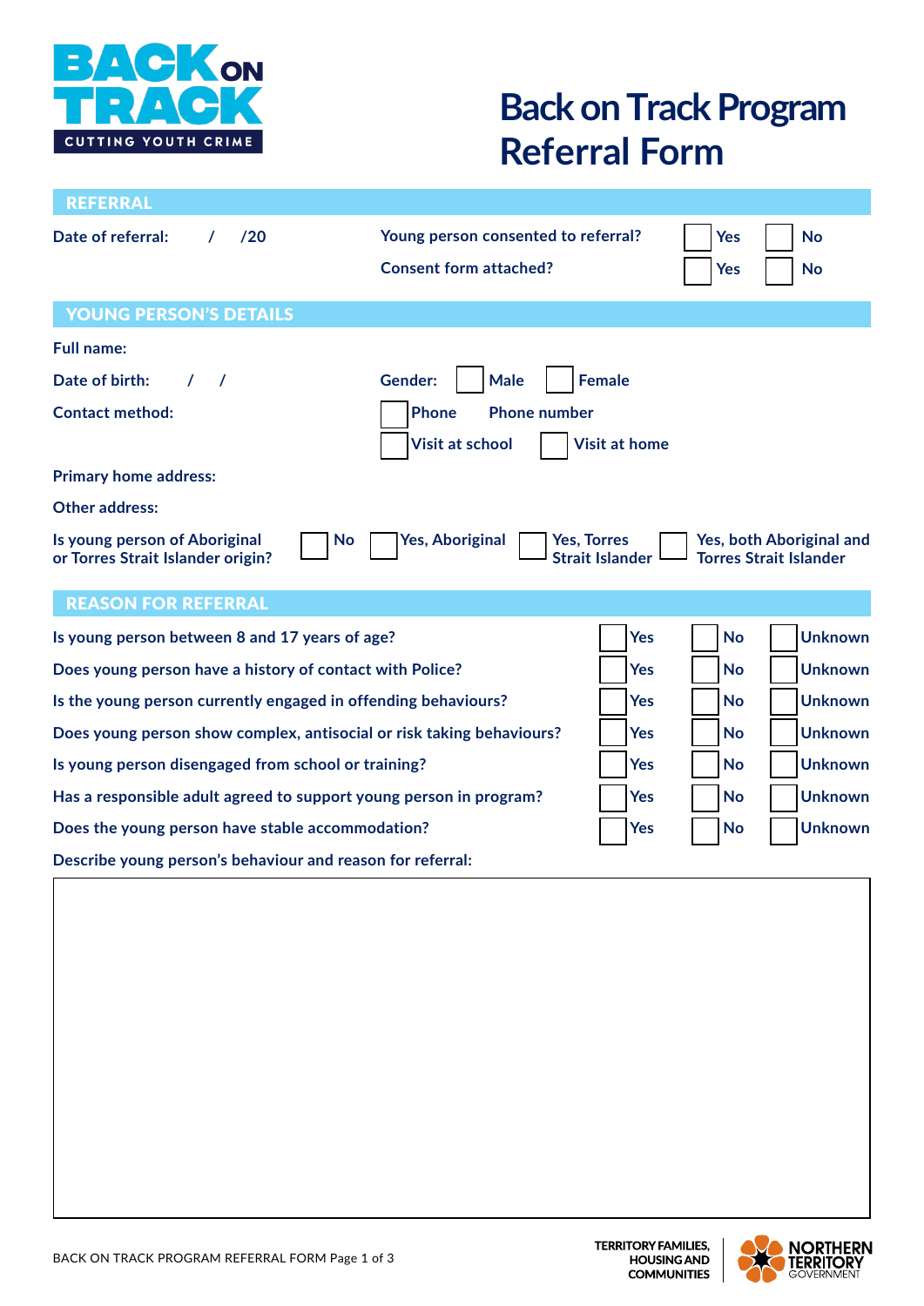BACK ON TRACK
CUTTING YOUTH CRIME

# Back on Track Program Referral Form

## REFERRAL

**Date of referral:** / /20

**Young person consented to referral?** ☐ Yes ☐ No

**Consent form attached?** ☐ Yes ☐ No

## YOUNG PERSON'S DETAILS

**Full name:**

**Date of birth:** / /

**Gender:** ☐ Male ☐ Female

**Contact method:** ☐ Phone **Phone number**

☐ Visit at school ☐ Visit at home

**Primary home address:**

**Other address:**

**Is young person of Aboriginal or Torres Strait Islander origin?** ☐ No ☐ Yes, Aboriginal ☐ Yes, Torres Strait Islander ☐ Yes, both Aboriginal and Torres Strait Islander

## REASON FOR REFERRAL

| Question | Yes | No | Unknown |
|---|---|---|---|
| Is young person between 8 and 17 years of age? | ☐ | ☐ | ☐ |
| Does young person have a history of contact with Police? | ☐ | ☐ | ☐ |
| Is the young person currently engaged in offending behaviours? | ☐ | ☐ | ☐ |
| Does young person show complex, antisocial or risk taking behaviours? | ☐ | ☐ | ☐ |
| Is young person disengaged from school or training? | ☐ | ☐ | ☐ |
| Has a responsible adult agreed to support young person in program? | ☐ | ☐ | ☐ |
| Does the young person have stable accommodation? | ☐ | ☐ | ☐ |

**Describe young person's behaviour and reason for referral:**

TERRITORY FAMILIES, HOUSING AND COMMUNITIES

NORTHERN TERRITORY GOVERNMENT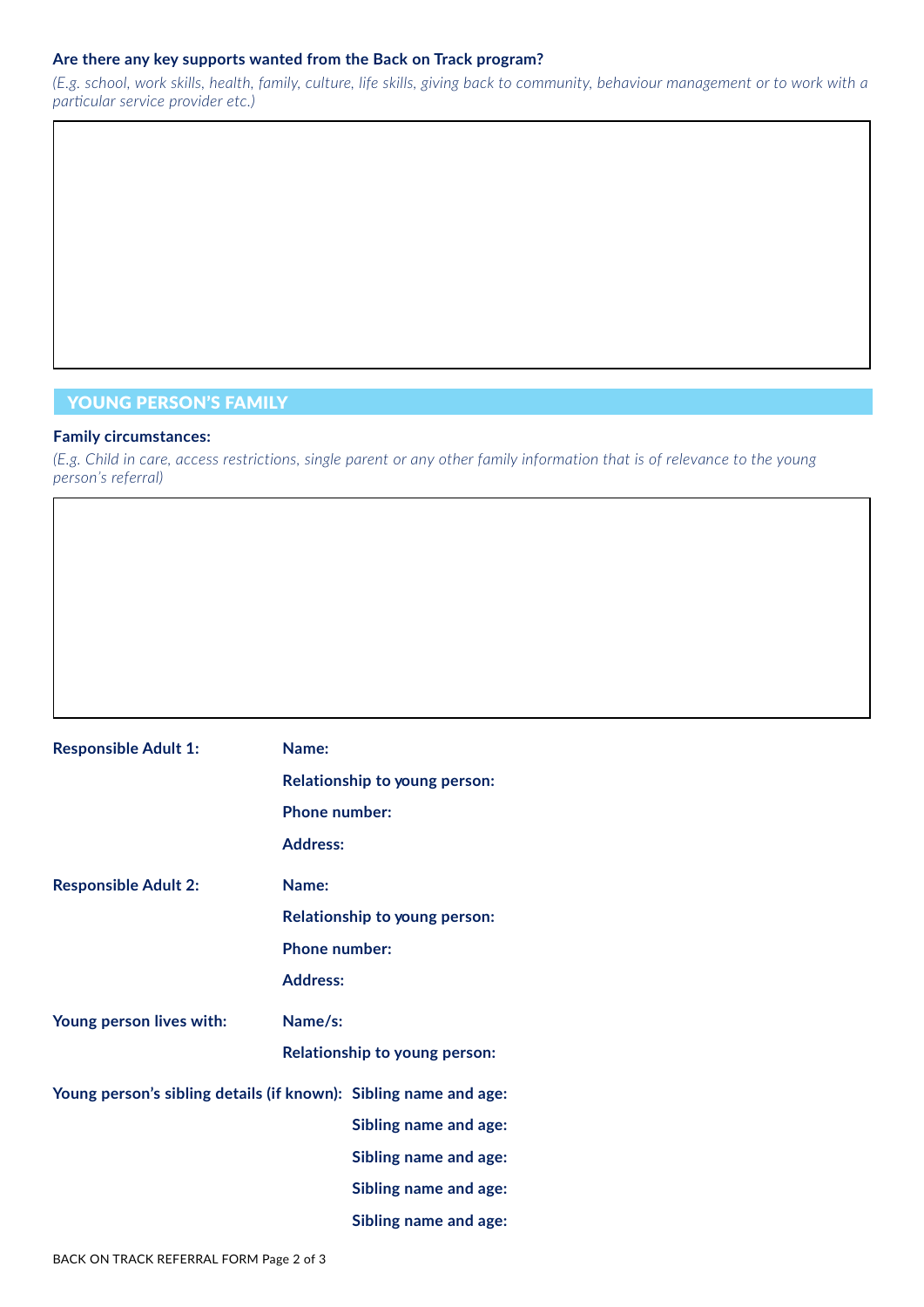**Are there any key supports wanted from the Back on Track program?**

*(E.g. school, work skills, health, family, culture, life skills, giving back to community, behaviour management or to work with a particular service provider etc.)*

## YOUNG PERSON'S FAMILY

**Family circumstances:**

*(E.g. Child in care, access restrictions, single parent or any other family information that is of relevance to the young person's referral)*

**Responsible Adult 1:**

- **Name:**
- **Relationship to young person:**
- **Phone number:**
- **Address:**

**Responsible Adult 2:**

- **Name:**
- **Relationship to young person:**
- **Phone number:**
- **Address:**

**Young person lives with:**

- **Name/s:**
- **Relationship to young person:**

**Young person's sibling details (if known):**

- **Sibling name and age:**
- **Sibling name and age:**
- **Sibling name and age:**
- **Sibling name and age:**
- **Sibling name and age:**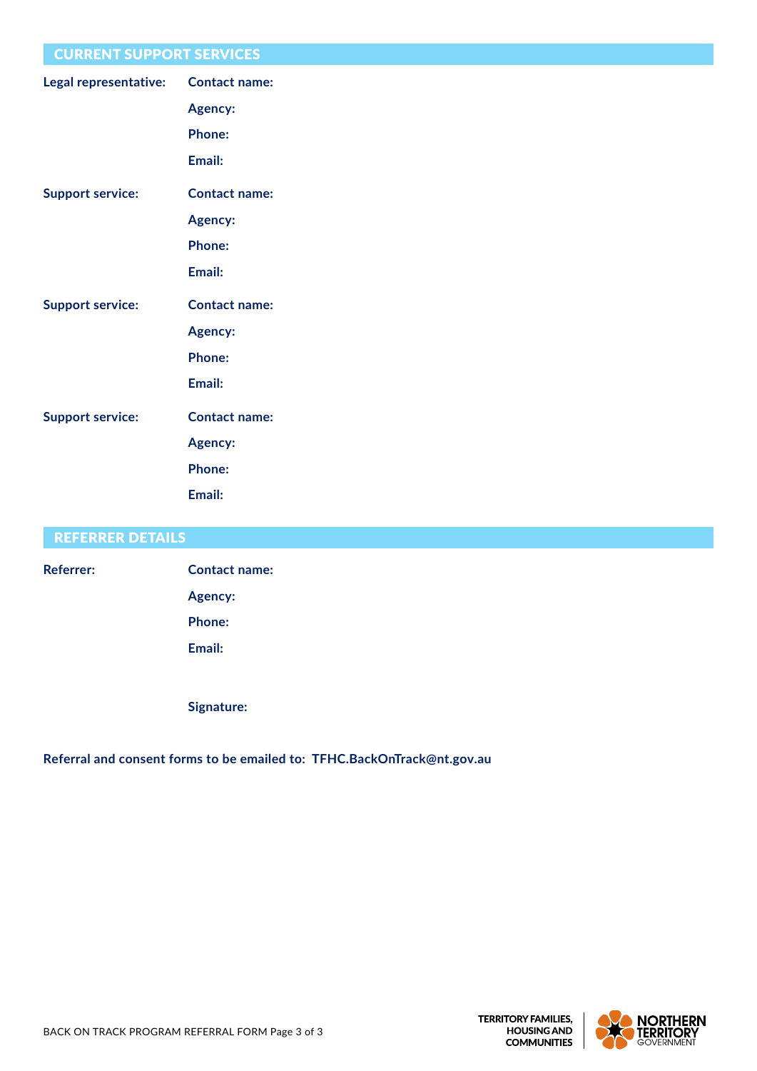## CURRENT SUPPORT SERVICES

| | | |
|---|---|---|
| **Legal representative:** | **Contact name:** | |
| | **Agency:** | |
| | **Phone:** | |
| | **Email:** | |
| **Support service:** | **Contact name:** | |
| | **Agency:** | |
| | **Phone:** | |
| | **Email:** | |
| **Support service:** | **Contact name:** | |
| | **Agency:** | |
| | **Phone:** | |
| | **Email:** | |
| **Support service:** | **Contact name:** | |
| | **Agency:** | |
| | **Phone:** | |
| | **Email:** | |

## REFERRER DETAILS

| | | |
|---|---|---|
| **Referrer:** | **Contact name:** | |
| | **Agency:** | |
| | **Phone:** | |
| | **Email:** | |
| | **Signature:** | |

**Referral and consent forms to be emailed to: TFHC.BackOnTrack@nt.gov.au**